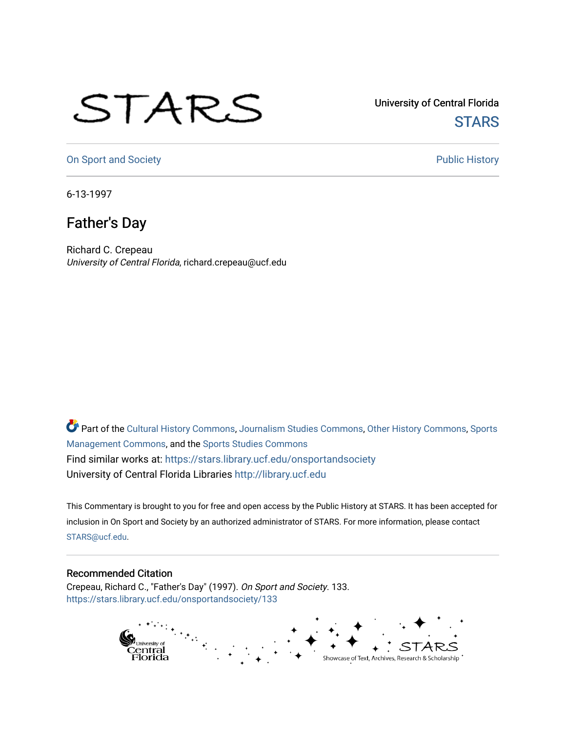STARS

University of Central Florida
STARS

On Sport and Society | Public History

6-13-1997

# Father's Day

Richard C. Crepeau
*University of Central Florida*, richard.crepeau@ucf.edu

Part of the Cultural History Commons, Journalism Studies Commons, Other History Commons, Sports Management Commons, and the Sports Studies Commons

Find similar works at: https://stars.library.ucf.edu/onsportandsociety

University of Central Florida Libraries http://library.ucf.edu

This Commentary is brought to you for free and open access by the Public History at STARS. It has been accepted for inclusion in On Sport and Society by an authorized administrator of STARS. For more information, please contact STARS@ucf.edu.

## Recommended Citation

Crepeau, Richard C., "Father's Day" (1997). *On Sport and Society*. 133.
https://stars.library.ucf.edu/onsportandsociety/133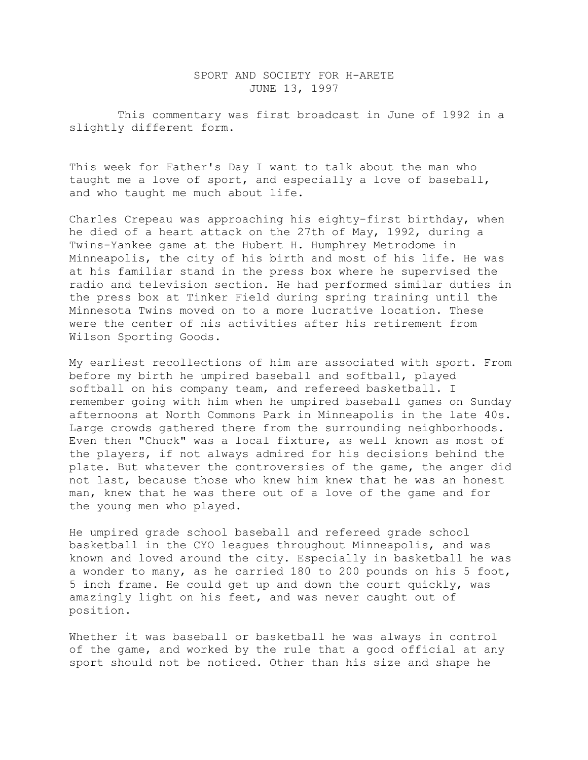SPORT AND SOCIETY FOR H-ARETE
JUNE 13, 1997

This commentary was first broadcast in June of 1992 in a slightly different form.

This week for Father's Day I want to talk about the man who taught me a love of sport, and especially a love of baseball, and who taught me much about life.

Charles Crepeau was approaching his eighty-first birthday, when he died of a heart attack on the 27th of May, 1992, during a Twins-Yankee game at the Hubert H. Humphrey Metrodome in Minneapolis, the city of his birth and most of his life. He was at his familiar stand in the press box where he supervised the radio and television section. He had performed similar duties in the press box at Tinker Field during spring training until the Minnesota Twins moved on to a more lucrative location. These were the center of his activities after his retirement from Wilson Sporting Goods.

My earliest recollections of him are associated with sport. From before my birth he umpired baseball and softball, played softball on his company team, and refereed basketball. I remember going with him when he umpired baseball games on Sunday afternoons at North Commons Park in Minneapolis in the late 40s. Large crowds gathered there from the surrounding neighborhoods. Even then "Chuck" was a local fixture, as well known as most of the players, if not always admired for his decisions behind the plate. But whatever the controversies of the game, the anger did not last, because those who knew him knew that he was an honest man, knew that he was there out of a love of the game and for the young men who played.

He umpired grade school baseball and refereed grade school basketball in the CYO leagues throughout Minneapolis, and was known and loved around the city. Especially in basketball he was a wonder to many, as he carried 180 to 200 pounds on his 5 foot, 5 inch frame. He could get up and down the court quickly, was amazingly light on his feet, and was never caught out of position.

Whether it was baseball or basketball he was always in control of the game, and worked by the rule that a good official at any sport should not be noticed. Other than his size and shape he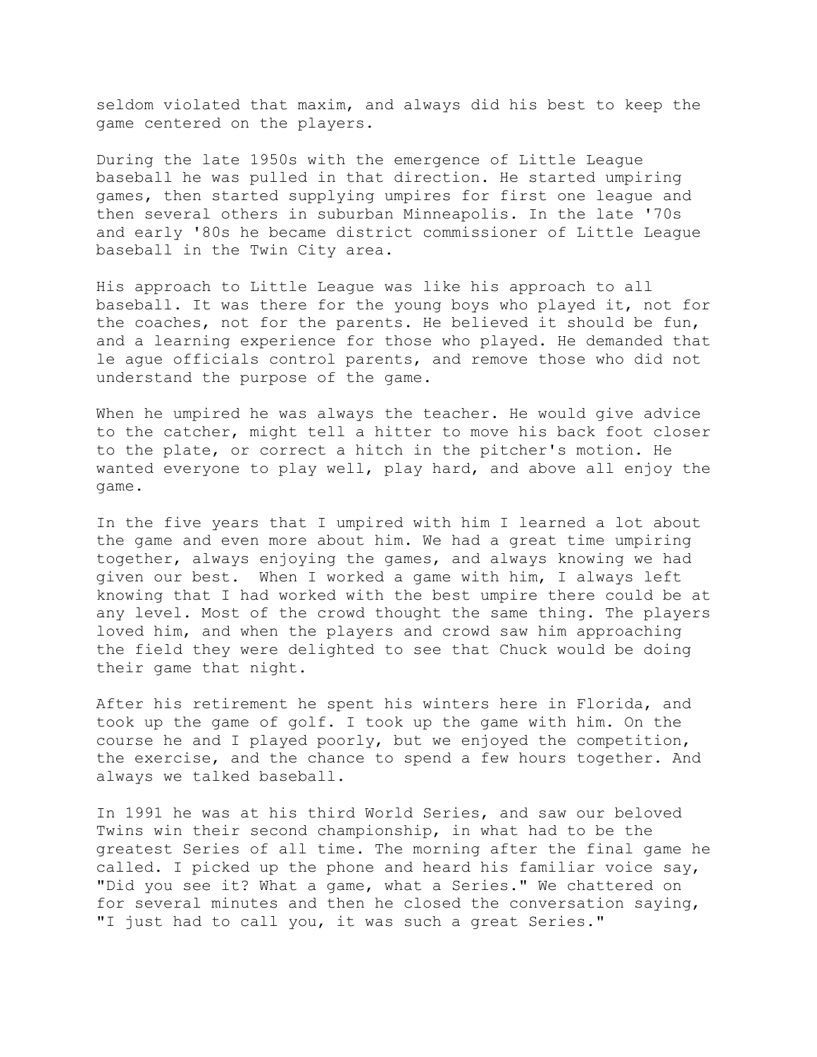seldom violated that maxim, and always did his best to keep the game centered on the players.

During the late 1950s with the emergence of Little League baseball he was pulled in that direction. He started umpiring games, then started supplying umpires for first one league and then several others in suburban Minneapolis. In the late '70s and early '80s he became district commissioner of Little League baseball in the Twin City area.

His approach to Little League was like his approach to all baseball. It was there for the young boys who played it, not for the coaches, not for the parents. He believed it should be fun, and a learning experience for those who played. He demanded that le ague officials control parents, and remove those who did not understand the purpose of the game.

When he umpired he was always the teacher. He would give advice to the catcher, might tell a hitter to move his back foot closer to the plate, or correct a hitch in the pitcher's motion. He wanted everyone to play well, play hard, and above all enjoy the game.

In the five years that I umpired with him I learned a lot about the game and even more about him. We had a great time umpiring together, always enjoying the games, and always knowing we had given our best. When I worked a game with him, I always left knowing that I had worked with the best umpire there could be at any level. Most of the crowd thought the same thing. The players loved him, and when the players and crowd saw him approaching the field they were delighted to see that Chuck would be doing their game that night.

After his retirement he spent his winters here in Florida, and took up the game of golf. I took up the game with him. On the course he and I played poorly, but we enjoyed the competition, the exercise, and the chance to spend a few hours together. And always we talked baseball.

In 1991 he was at his third World Series, and saw our beloved Twins win their second championship, in what had to be the greatest Series of all time. The morning after the final game he called. I picked up the phone and heard his familiar voice say, "Did you see it? What a game, what a Series." We chattered on for several minutes and then he closed the conversation saying, "I just had to call you, it was such a great Series."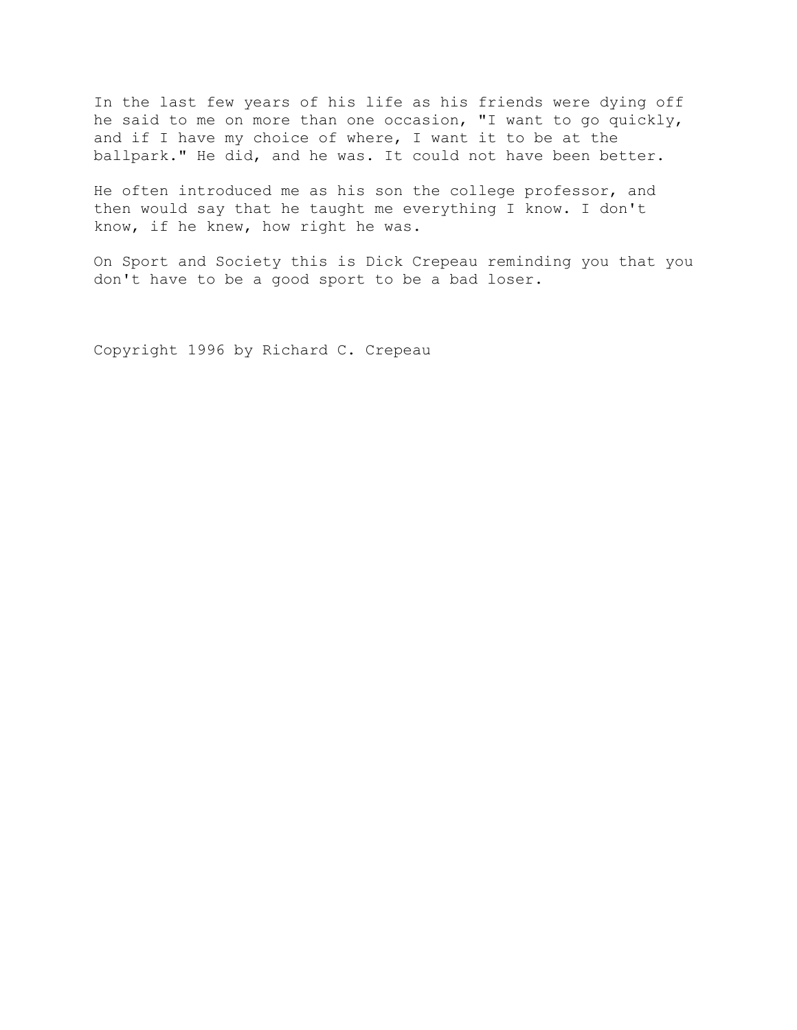In the last few years of his life as his friends were dying off he said to me on more than one occasion, "I want to go quickly, and if I have my choice of where, I want it to be at the ballpark." He did, and he was. It could not have been better.

He often introduced me as his son the college professor, and then would say that he taught me everything I know. I don't know, if he knew, how right he was.

On Sport and Society this is Dick Crepeau reminding you that you don't have to be a good sport to be a bad loser.

Copyright 1996 by Richard C. Crepeau